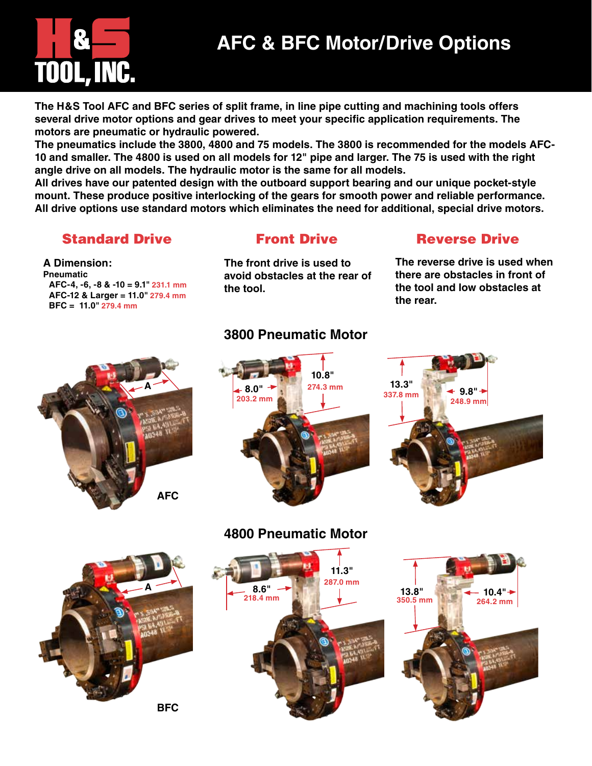# H&S TOOL, INC.

## AFC & BFC Motor/Drive Options

**The H&S Tool AFC and BFC series of split frame, in line pipe cutting and machining tools offers several drive motor options and gear drives to meet your specific application requirements. The motors are pneumatic or hydraulic powered.**

**The pneumatics include the 3800, 4800 and 75 models. The 3800 is recommended for the models AFC-10 and smaller. The 4800 is used on all models for 12" pipe and larger. The 75 is used with the right angle drive on all models. The hydraulic motor is the same for all models.**

**All drives have our patented design with the outboard support bearing and our unique pocket-style mount. These produce positive interlocking of the gears for smooth power and reliable performance. All drive options use standard motors which eliminates the need for additional, special drive motors.**

### Standard Drive

**A Dimension:**

**Pneumatic**

- AFC-4, -6, -8 & -10 = 9.1" 231.1 mm
- AFC-12 & Larger = 11.0" 279.4 mm
- BFC = 11.0" 279.4 mm

### Front Drive

The front drive is used to avoid obstacles at the rear of the tool.

### Reverse Drive

The reverse drive is used when there are obstacles in front of the tool and low obstacles at the rear.

### 3800 Pneumatic Motor

AFC — A

Front Drive: 8.0" 203.2 mm; 10.8" 274.3 mm

Reverse Drive: 13.3" 337.8 mm; 9.8" 248.9 mm

### 4800 Pneumatic Motor

BFC — A

Front Drive: 8.6" 218.4 mm; 11.3" 287.0 mm

Reverse Drive: 13.8" 350.5 mm; 10.4" 264.2 mm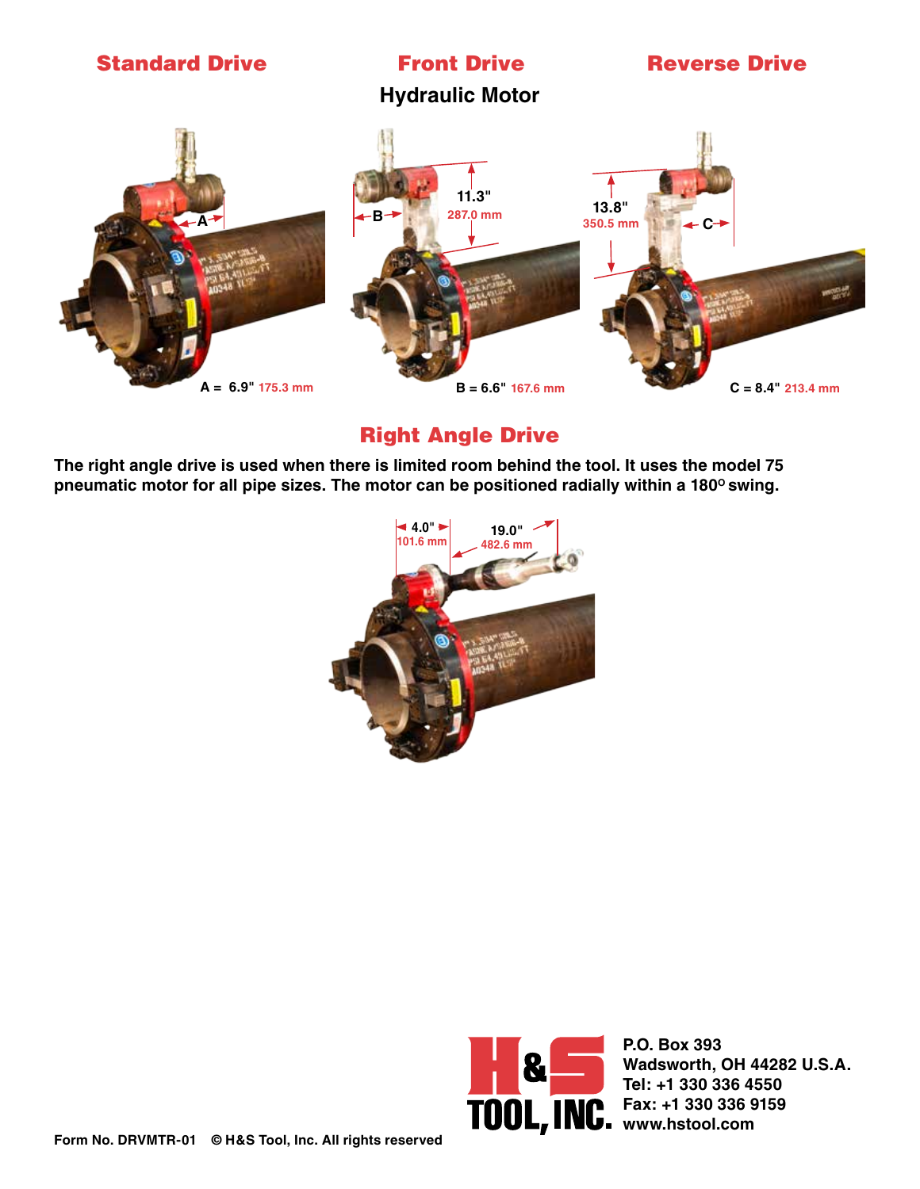## Standard Drive

## Front Drive

**Hydraulic Motor**

## Reverse Drive

A

A = 6.9" 175.3 mm

B

11.3"
287.0 mm

B = 6.6" 167.6 mm

13.8"
350.5 mm

C

C = 8.4" 213.4 mm

## Right Angle Drive

**The right angle drive is used when there is limited room behind the tool. It uses the model 75 pneumatic motor for all pipe sizes. The motor can be positioned radially within a 180° swing.**

4.0"
101.6 mm

19.0"
482.6 mm

**H&S TOOL, INC.**

P.O. Box 393
Wadsworth, OH 44282 U.S.A.
Tel: +1 330 336 4550
Fax: +1 330 336 9159
www.hstool.com

Form No. DRVMTR-01 © H&S Tool, Inc. All rights reserved